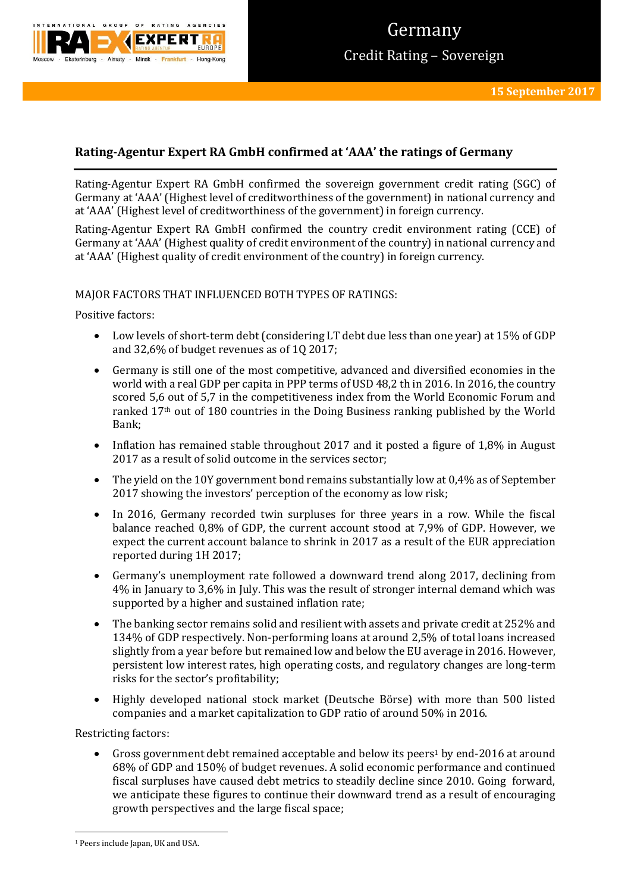# Germany

## Credit Rating – Sovereign

**15 September 2017**

### Rating-Agentur Expert RA GmbH confirmed at 'AAA' the ratings of Germany

Rating-Agentur Expert RA GmbH confirmed the sovereign government credit rating (SGC) of Germany at 'AAA' (Highest level of creditworthiness of the government) in national currency and at 'AAA' (Highest level of creditworthiness of the government) in foreign currency.

Rating-Agentur Expert RA GmbH confirmed the country credit environment rating (CCE) of Germany at 'AAA' (Highest quality of credit environment of the country) in national currency and at 'AAA' (Highest quality of credit environment of the country) in foreign currency.

MAJOR FACTORS THAT INFLUENCED BOTH TYPES OF RATINGS:

Positive factors:

- Low levels of short-term debt (considering LT debt due less than one year) at 15% of GDP and 32,6% of budget revenues as of 1Q 2017;
- Germany is still one of the most competitive, advanced and diversified economies in the world with a real GDP per capita in PPP terms of USD 48,2 th in 2016. In 2016, the country scored 5,6 out of 5,7 in the competitiveness index from the World Economic Forum and ranked 17th out of 180 countries in the Doing Business ranking published by the World Bank;
- Inflation has remained stable throughout 2017 and it posted a figure of 1,8% in August 2017 as a result of solid outcome in the services sector;
- The yield on the 10Y government bond remains substantially low at 0,4% as of September 2017 showing the investors' perception of the economy as low risk;
- In 2016, Germany recorded twin surpluses for three years in a row. While the fiscal balance reached 0,8% of GDP, the current account stood at 7,9% of GDP. However, we expect the current account balance to shrink in 2017 as a result of the EUR appreciation reported during 1H 2017;
- Germany's unemployment rate followed a downward trend along 2017, declining from 4% in January to 3,6% in July. This was the result of stronger internal demand which was supported by a higher and sustained inflation rate;
- The banking sector remains solid and resilient with assets and private credit at 252% and 134% of GDP respectively. Non-performing loans at around 2,5% of total loans increased slightly from a year before but remained low and below the EU average in 2016. However, persistent low interest rates, high operating costs, and regulatory changes are long-term risks for the sector's profitability;
- Highly developed national stock market (Deutsche Börse) with more than 500 listed companies and a market capitalization to GDP ratio of around 50% in 2016.

Restricting factors:

- Gross government debt remained acceptable and below its peers[1] by end-2016 at around 68% of GDP and 150% of budget revenues. A solid economic performance and continued fiscal surpluses have caused debt metrics to steadily decline since 2010. Going forward, we anticipate these figures to continue their downward trend as a result of encouraging growth perspectives and the large fiscal space;

[1] Peers include Japan, UK and USA.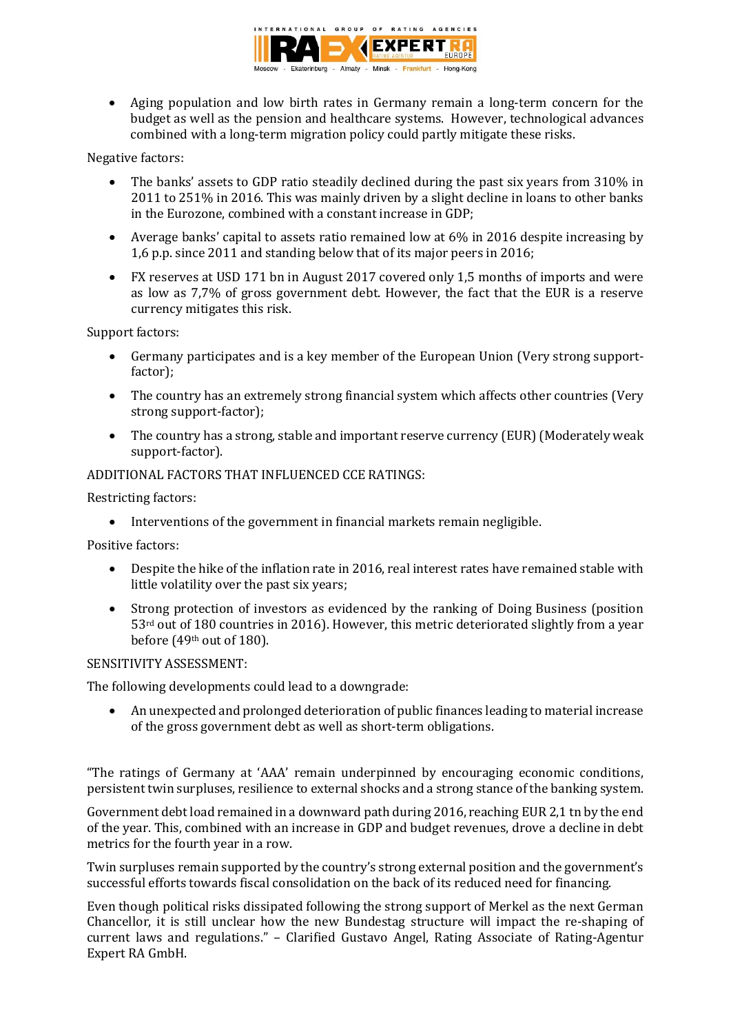- Aging population and low birth rates in Germany remain a long-term concern for the budget as well as the pension and healthcare systems. However, technological advances combined with a long-term migration policy could partly mitigate these risks.

Negative factors:

- The banks' assets to GDP ratio steadily declined during the past six years from 310% in 2011 to 251% in 2016. This was mainly driven by a slight decline in loans to other banks in the Eurozone, combined with a constant increase in GDP;
- Average banks' capital to assets ratio remained low at 6% in 2016 despite increasing by 1,6 p.p. since 2011 and standing below that of its major peers in 2016;
- FX reserves at USD 171 bn in August 2017 covered only 1,5 months of imports and were as low as 7,7% of gross government debt. However, the fact that the EUR is a reserve currency mitigates this risk.

Support factors:

- Germany participates and is a key member of the European Union (Very strong support-factor);
- The country has an extremely strong financial system which affects other countries (Very strong support-factor);
- The country has a strong, stable and important reserve currency (EUR) (Moderately weak support-factor).

ADDITIONAL FACTORS THAT INFLUENCED CCE RATINGS:

Restricting factors:

- Interventions of the government in financial markets remain negligible.

Positive factors:

- Despite the hike of the inflation rate in 2016, real interest rates have remained stable with little volatility over the past six years;
- Strong protection of investors as evidenced by the ranking of Doing Business (position 53rd out of 180 countries in 2016). However, this metric deteriorated slightly from a year before (49th out of 180).

SENSITIVITY ASSESSMENT:

The following developments could lead to a downgrade:

- An unexpected and prolonged deterioration of public finances leading to material increase of the gross government debt as well as short-term obligations.

"The ratings of Germany at 'AAA' remain underpinned by encouraging economic conditions, persistent twin surpluses, resilience to external shocks and a strong stance of the banking system.

Government debt load remained in a downward path during 2016, reaching EUR 2,1 tn by the end of the year. This, combined with an increase in GDP and budget revenues, drove a decline in debt metrics for the fourth year in a row.

Twin surpluses remain supported by the country's strong external position and the government's successful efforts towards fiscal consolidation on the back of its reduced need for financing.

Even though political risks dissipated following the strong support of Merkel as the next German Chancellor, it is still unclear how the new Bundestag structure will impact the re-shaping of current laws and regulations." – Clarified Gustavo Angel, Rating Associate of Rating-Agentur Expert RA GmbH.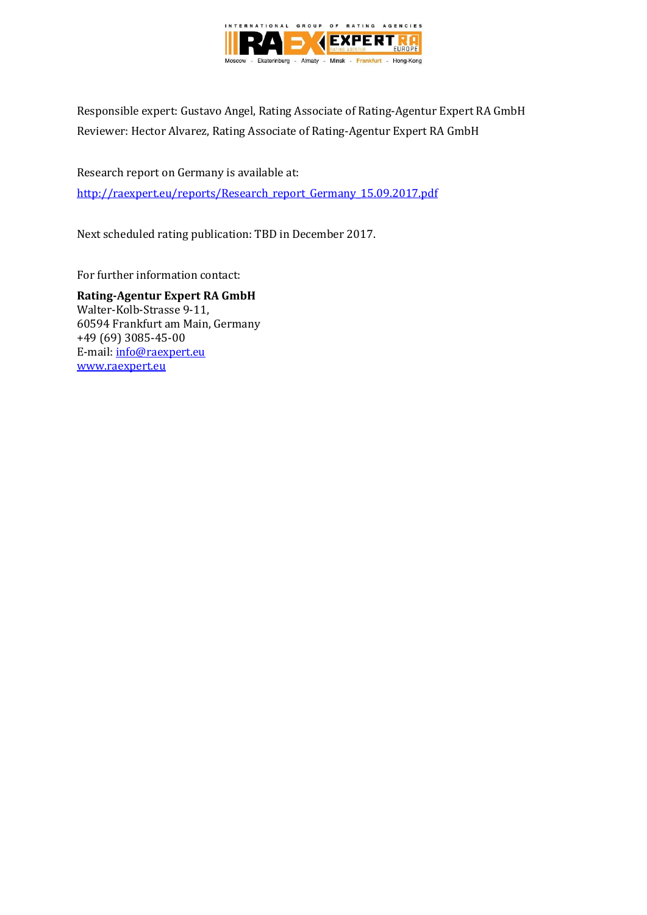Responsible expert: Gustavo Angel, Rating Associate of Rating-Agentur Expert RA GmbH
Reviewer: Hector Alvarez, Rating Associate of Rating-Agentur Expert RA GmbH

Research report on Germany is available at:
http://raexpert.eu/reports/Research_report_Germany_15.09.2017.pdf

Next scheduled rating publication: TBD in December 2017.

For further information contact:

**Rating-Agentur Expert RA GmbH**
Walter-Kolb-Strasse 9-11,
60594 Frankfurt am Main, Germany
+49 (69) 3085-45-00
E-mail: info@raexpert.eu
www.raexpert.eu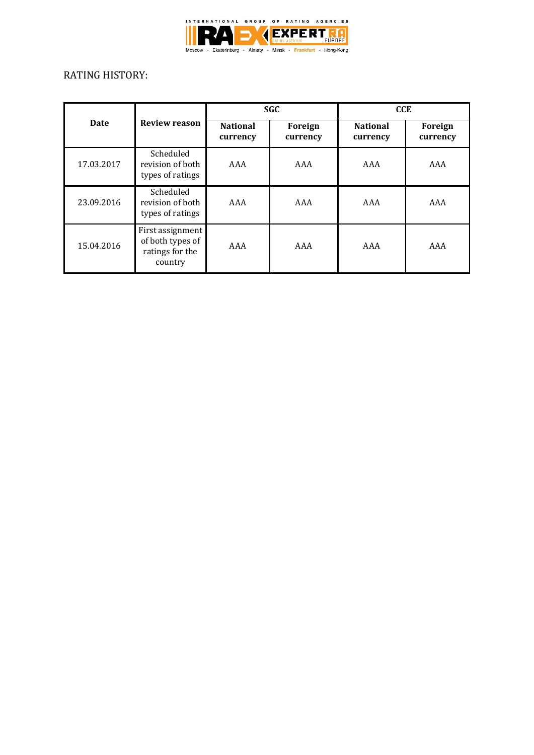RATING HISTORY:

| Date | Review reason | SGC | | CCE | |
|---|---|---|---|---|---|
| | | National currency | Foreign currency | National currency | Foreign currency |
| 17.03.2017 | Scheduled revision of both types of ratings | AAA | AAA | AAA | AAA |
| 23.09.2016 | Scheduled revision of both types of ratings | AAA | AAA | AAA | AAA |
| 15.04.2016 | First assignment of both types of ratings for the country | AAA | AAA | AAA | AAA |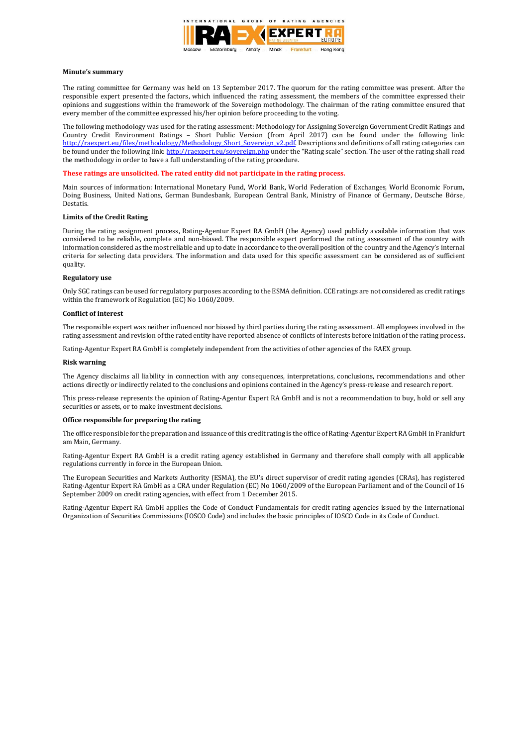**Minute's summary**

The rating committee for Germany was held on 13 September 2017. The quorum for the rating committee was present. After the responsible expert presented the factors, which influenced the rating assessment, the members of the committee expressed their opinions and suggestions within the framework of the Sovereign methodology. The chairman of the rating committee ensured that every member of the committee expressed his/her opinion before proceeding to the voting.

The following methodology was used for the rating assessment: Methodology for Assigning Sovereign Government Credit Ratings and Country Credit Environment Ratings – Short Public Version (from April 2017) can be found under the following link: [http://raexpert.eu/files/methodology/Methodology_Short_Sovereign_v2.pdf](http://raexpert.eu/files/methodology/Methodology_Short_Sovereign_v2.pdf). Descriptions and definitions of all rating categories can be found under the following link: [http://raexpert.eu/sovereign.php](http://raexpert.eu/sovereign.php) under the "Rating scale" section. The user of the rating shall read the methodology in order to have a full understanding of the rating procedure.

**These ratings are unsolicited. The rated entity did not participate in the rating process.**

Main sources of information: International Monetary Fund, World Bank, World Federation of Exchanges, World Economic Forum, Doing Business, United Nations, German Bundesbank, European Central Bank, Ministry of Finance of Germany, Deutsche Börse, Destatis.

**Limits of the Credit Rating**

During the rating assignment process, Rating-Agentur Expert RA GmbH (the Agency) used publicly available information that was considered to be reliable, complete and non-biased. The responsible expert performed the rating assessment of the country with information considered as the most reliable and up to date in accordance to the overall position of the country and the Agency's internal criteria for selecting data providers. The information and data used for this specific assessment can be considered as of sufficient quality.

**Regulatory use**

Only SGC ratings can be used for regulatory purposes according to the ESMA definition. CCE ratings are not considered as credit ratings within the framework of Regulation (EC) No 1060/2009.

**Conflict of interest**

The responsible expert was neither influenced nor biased by third parties during the rating assessment. All employees involved in the rating assessment and revision of the rated entity have reported absence of conflicts of interests before initiation of the rating process**.**

Rating-Agentur Expert RA GmbH is completely independent from the activities of other agencies of the RAEX group.

**Risk warning**

The Agency disclaims all liability in connection with any consequences, interpretations, conclusions, recommendations and other actions directly or indirectly related to the conclusions and opinions contained in the Agency's press-release and research report.

This press-release represents the opinion of Rating-Agentur Expert RA GmbH and is not a recommendation to buy, hold or sell any securities or assets, or to make investment decisions.

**Office responsible for preparing the rating**

The office responsible for the preparation and issuance of this credit rating is the office of Rating-Agentur Expert RA GmbH in Frankfurt am Main, Germany.

Rating-Agentur Expert RA GmbH is a credit rating agency established in Germany and therefore shall comply with all applicable regulations currently in force in the European Union.

The European Securities and Markets Authority (ESMA), the EU's direct supervisor of credit rating agencies (CRAs), has registered Rating-Agentur Expert RA GmbH as a CRA under Regulation (EC) No 1060/2009 of the European Parliament and of the Council of 16 September 2009 on credit rating agencies, with effect from 1 December 2015.

Rating-Agentur Expert RA GmbH applies the Code of Conduct Fundamentals for credit rating agencies issued by the International Organization of Securities Commissions (IOSCO Code) and includes the basic principles of IOSCO Code in its Code of Conduct.